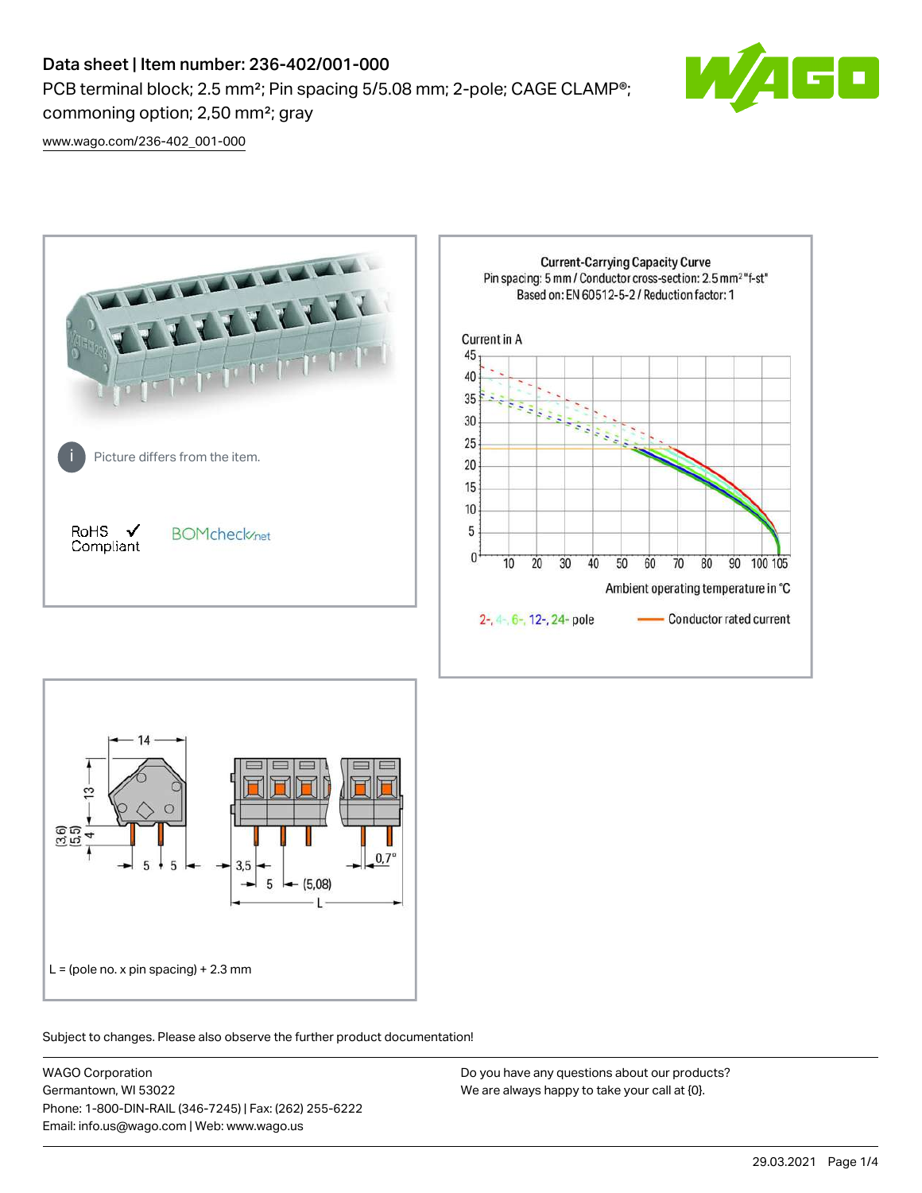# Data sheet | Item number: 236-402/001-000

PCB terminal block; 2.5 mm²; Pin spacing 5/5.08 mm; 2-pole; CAGE CLAMP®; commoning option; 2,50 mm²; gray

www.wago.com/236-402_001-000

Picture differs from the item.

RoHS ✓ Compliant

BOMcheck.net

Current-Carrying Capacity Curve
Pin spacing: 5 mm / Conductor cross-section: 2.5 mm² "f-st"
Based on: EN 60512-5-2 / Reduction factor: 1

Current in A

Ambient operating temperature in °C

2-, 4-, 6-, 12-, 24- pole — Conductor rated current

L = (pole no. x pin spacing) + 2.3 mm

Subject to changes. Please also observe the further product documentation!

WAGO Corporation
Germantown, WI 53022
Phone: 1-800-DIN-RAIL (346-7245) | Fax: (262) 255-6222
Email: info.us@wago.com | Web: www.wago.us

Do you have any questions about our products?
We are always happy to take your call at {0}.

29.03.2021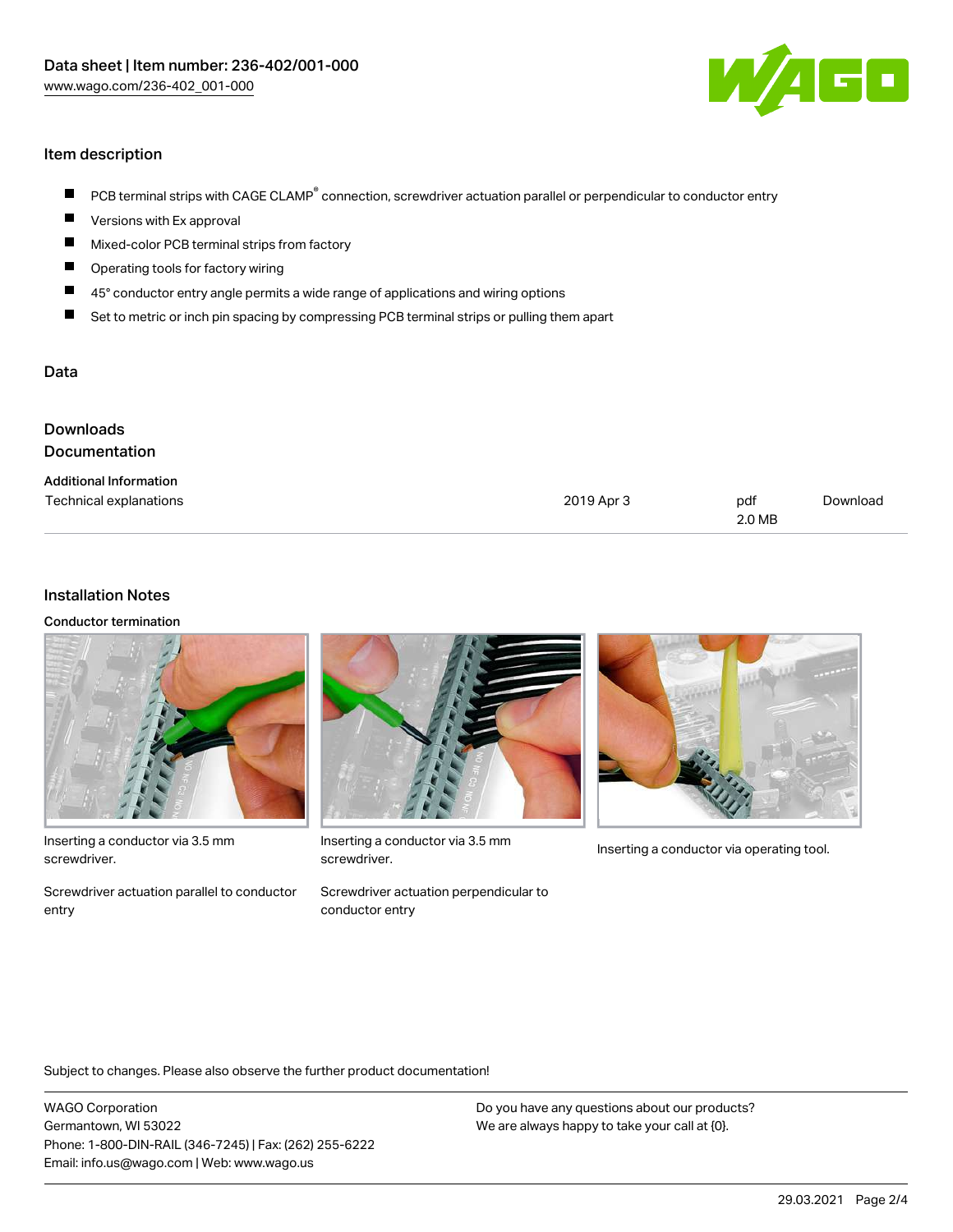Data sheet | Item number: 236-402/001-000
www.wago.com/236-402_001-000

## Item description

- PCB terminal strips with CAGE CLAMP® connection, screwdriver actuation parallel or perpendicular to conductor entry
- Versions with Ex approval
- Mixed-color PCB terminal strips from factory
- Operating tools for factory wiring
- 45° conductor entry angle permits a wide range of applications and wiring options
- Set to metric or inch pin spacing by compressing PCB terminal strips or pulling them apart

## Data

## Downloads
## Documentation

**Additional Information**

| | | | |
|---|---|---|---|
| Technical explanations | 2019 Apr 3 | pdf 2.0 MB | Download |

## Installation Notes

**Conductor termination**

Inserting a conductor via 3.5 mm screwdriver.

Screwdriver actuation parallel to conductor entry

Inserting a conductor via 3.5 mm screwdriver.

Screwdriver actuation perpendicular to conductor entry

Inserting a conductor via operating tool.

Subject to changes. Please also observe the further product documentation!

WAGO Corporation
Germantown, WI 53022
Phone: 1-800-DIN-RAIL (346-7245) | Fax: (262) 255-6222
Email: info.us@wago.com | Web: www.wago.us

Do you have any questions about our products?
We are always happy to take your call at {0}.

29.03.2021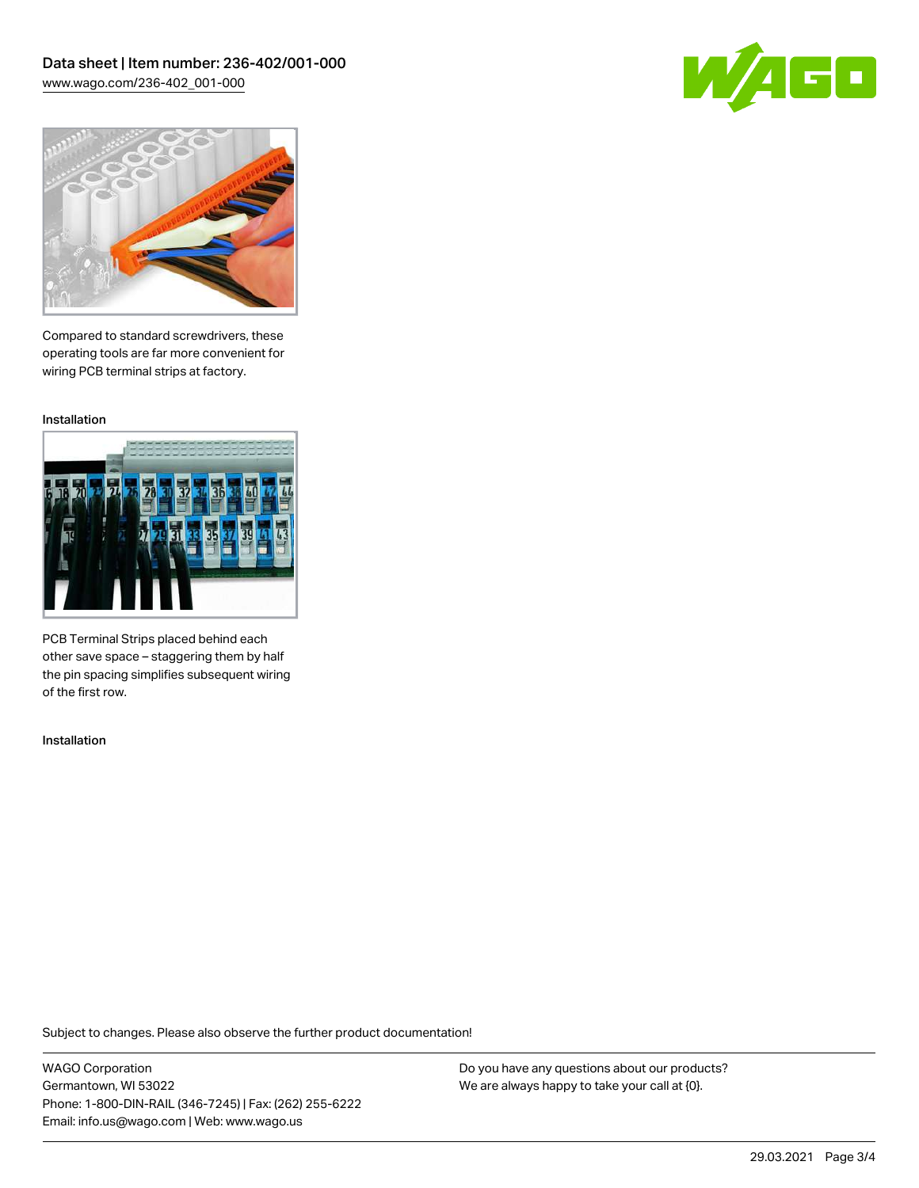Compared to standard screwdrivers, these operating tools are far more convenient for wiring PCB terminal strips at factory.

Installation

PCB Terminal Strips placed behind each other save space – staggering them by half the pin spacing simplifies subsequent wiring of the first row.

Installation

Subject to changes. Please also observe the further product documentation!

WAGO Corporation
Germantown, WI 53022
Phone: 1-800-DIN-RAIL (346-7245) | Fax: (262) 255-6222
Email: info.us@wago.com | Web: www.wago.us

Do you have any questions about our products?
We are always happy to take your call at {0}.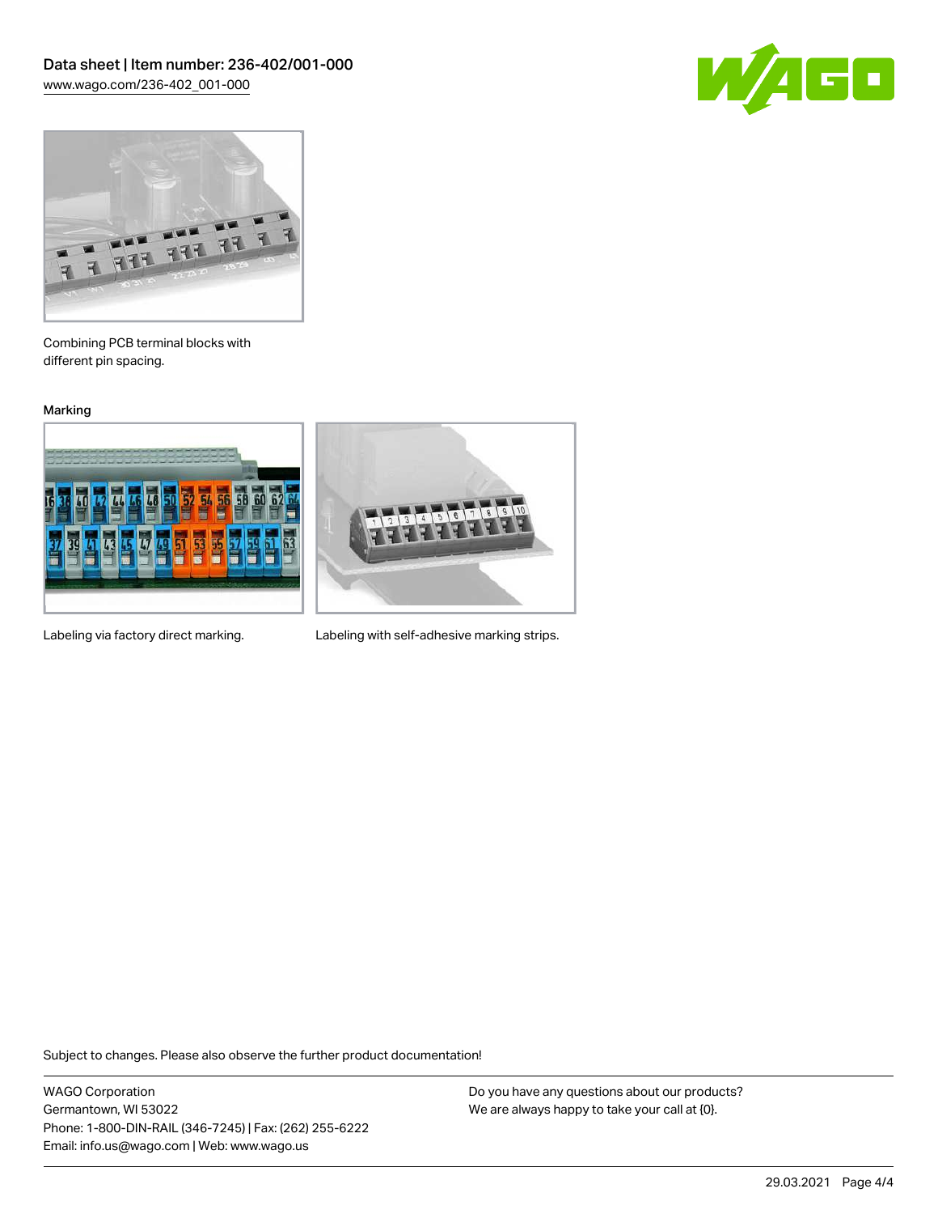Combining PCB terminal blocks with different pin spacing.

Marking

Labeling via factory direct marking.

Labeling with self-adhesive marking strips.

Subject to changes. Please also observe the further product documentation!

WAGO Corporation
Germantown, WI 53022
Phone: 1-800-DIN-RAIL (346-7245) | Fax: (262) 255-6222
Email: info.us@wago.com | Web: www.wago.us

Do you have any questions about our products?
We are always happy to take your call at {0}.